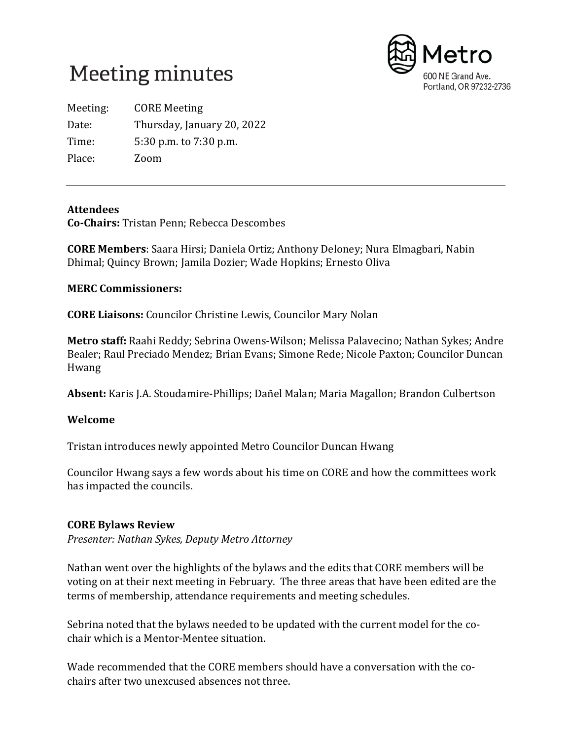# Meeting minutes

Metro
600 NE Grand Ave.
Portland, OR 97232-2736

Meeting: CORE Meeting
Date: Thursday, January 20, 2022
Time: 5:30 p.m. to 7:30 p.m.
Place: Zoom

---

**Attendees**
**Co-Chairs:** Tristan Penn; Rebecca Descombes

**CORE Members**: Saara Hirsi; Daniela Ortiz; Anthony Deloney; Nura Elmagbari, Nabin Dhimal; Quincy Brown; Jamila Dozier; Wade Hopkins; Ernesto Oliva

**MERC Commissioners:**

**CORE Liaisons:** Councilor Christine Lewis, Councilor Mary Nolan

**Metro staff:** Raahi Reddy; Sebrina Owens-Wilson; Melissa Palavecino; Nathan Sykes; Andre Bealer; Raul Preciado Mendez; Brian Evans; Simone Rede; Nicole Paxton; Councilor Duncan Hwang

**Absent:** Karis J.A. Stoudamire-Phillips; Dañel Malan; Maria Magallon; Brandon Culbertson

**Welcome**

Tristan introduces newly appointed Metro Councilor Duncan Hwang

Councilor Hwang says a few words about his time on CORE and how the committees work has impacted the councils.

**CORE Bylaws Review**
*Presenter: Nathan Sykes, Deputy Metro Attorney*

Nathan went over the highlights of the bylaws and the edits that CORE members will be voting on at their next meeting in February. The three areas that have been edited are the terms of membership, attendance requirements and meeting schedules.

Sebrina noted that the bylaws needed to be updated with the current model for the co-chair which is a Mentor-Mentee situation.

Wade recommended that the CORE members should have a conversation with the co-chairs after two unexcused absences not three.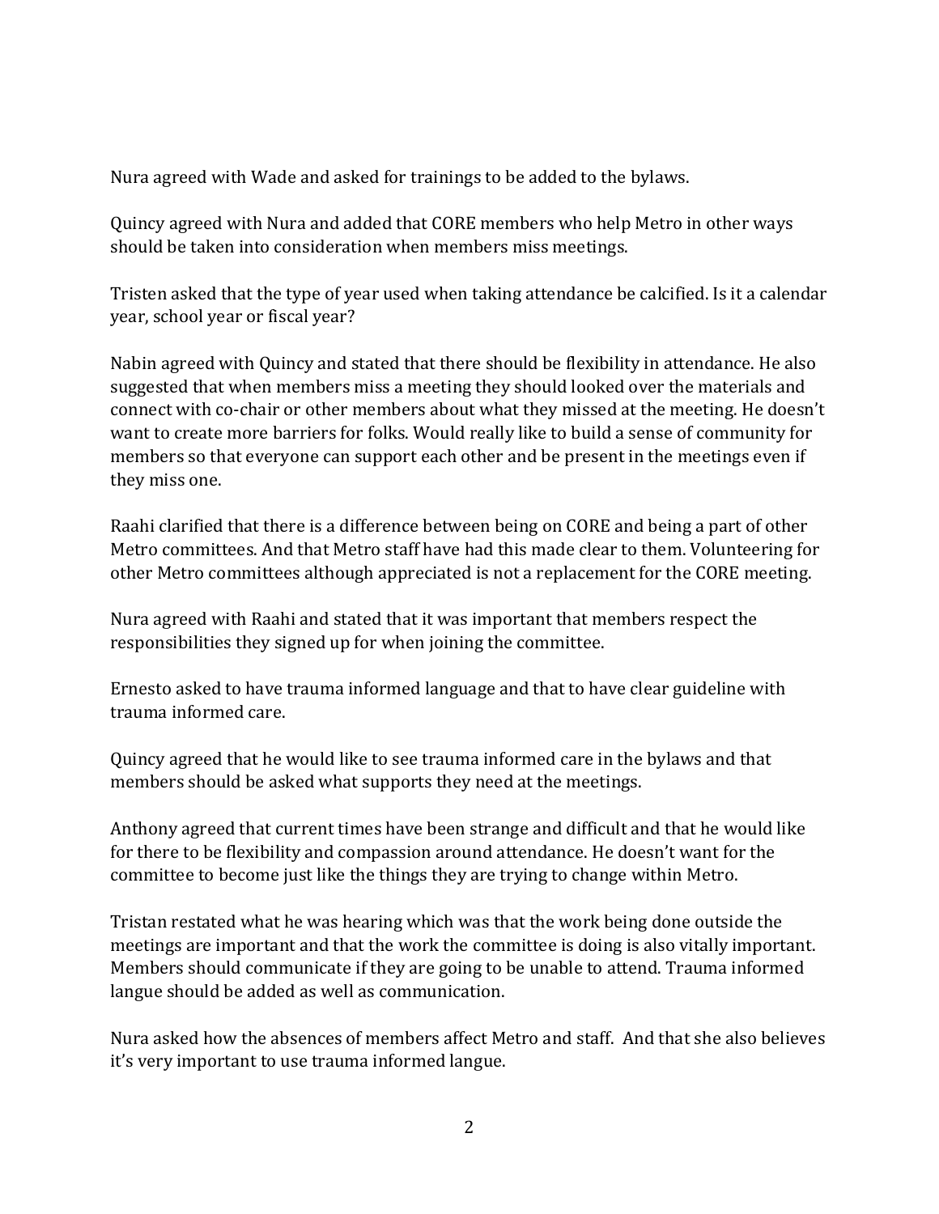Nura agreed with Wade and asked for trainings to be added to the bylaws.

Quincy agreed with Nura and added that CORE members who help Metro in other ways should be taken into consideration when members miss meetings.

Tristen asked that the type of year used when taking attendance be calcified. Is it a calendar year, school year or fiscal year?

Nabin agreed with Quincy and stated that there should be flexibility in attendance. He also suggested that when members miss a meeting they should looked over the materials and connect with co-chair or other members about what they missed at the meeting. He doesn't want to create more barriers for folks. Would really like to build a sense of community for members so that everyone can support each other and be present in the meetings even if they miss one.

Raahi clarified that there is a difference between being on CORE and being a part of other Metro committees. And that Metro staff have had this made clear to them. Volunteering for other Metro committees although appreciated is not a replacement for the CORE meeting.

Nura agreed with Raahi and stated that it was important that members respect the responsibilities they signed up for when joining the committee.

Ernesto asked to have trauma informed language and that to have clear guideline with trauma informed care.

Quincy agreed that he would like to see trauma informed care in the bylaws and that members should be asked what supports they need at the meetings.

Anthony agreed that current times have been strange and difficult and that he would like for there to be flexibility and compassion around attendance. He doesn't want for the committee to become just like the things they are trying to change within Metro.

Tristan restated what he was hearing which was that the work being done outside the meetings are important and that the work the committee is doing is also vitally important. Members should communicate if they are going to be unable to attend. Trauma informed langue should be added as well as communication.

Nura asked how the absences of members affect Metro and staff. And that she also believes it's very important to use trauma informed langue.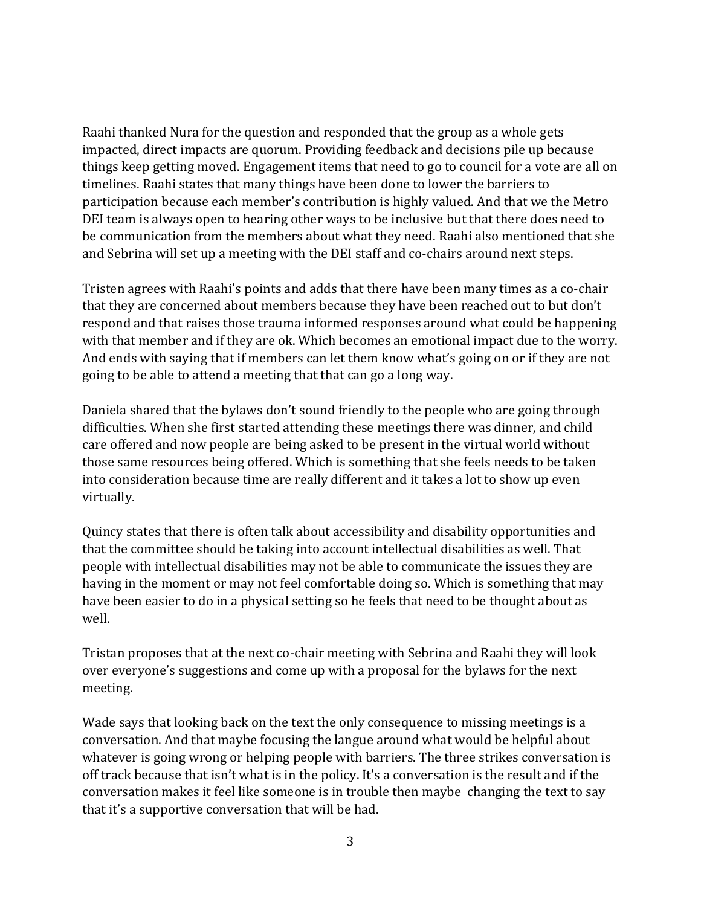Raahi thanked Nura for the question and responded that the group as a whole gets impacted, direct impacts are quorum. Providing feedback and decisions pile up because things keep getting moved. Engagement items that need to go to council for a vote are all on timelines. Raahi states that many things have been done to lower the barriers to participation because each member's contribution is highly valued. And that we the Metro DEI team is always open to hearing other ways to be inclusive but that there does need to be communication from the members about what they need. Raahi also mentioned that she and Sebrina will set up a meeting with the DEI staff and co-chairs around next steps.

Tristen agrees with Raahi's points and adds that there have been many times as a co-chair that they are concerned about members because they have been reached out to but don't respond and that raises those trauma informed responses around what could be happening with that member and if they are ok. Which becomes an emotional impact due to the worry. And ends with saying that if members can let them know what's going on or if they are not going to be able to attend a meeting that that can go a long way.

Daniela shared that the bylaws don't sound friendly to the people who are going through difficulties. When she first started attending these meetings there was dinner, and child care offered and now people are being asked to be present in the virtual world without those same resources being offered. Which is something that she feels needs to be taken into consideration because time are really different and it takes a lot to show up even virtually.

Quincy states that there is often talk about accessibility and disability opportunities and that the committee should be taking into account intellectual disabilities as well. That people with intellectual disabilities may not be able to communicate the issues they are having in the moment or may not feel comfortable doing so. Which is something that may have been easier to do in a physical setting so he feels that need to be thought about as well.

Tristan proposes that at the next co-chair meeting with Sebrina and Raahi they will look over everyone's suggestions and come up with a proposal for the bylaws for the next meeting.

Wade says that looking back on the text the only consequence to missing meetings is a conversation. And that maybe focusing the langue around what would be helpful about whatever is going wrong or helping people with barriers. The three strikes conversation is off track because that isn't what is in the policy. It's a conversation is the result and if the conversation makes it feel like someone is in trouble then maybe changing the text to say that it's a supportive conversation that will be had.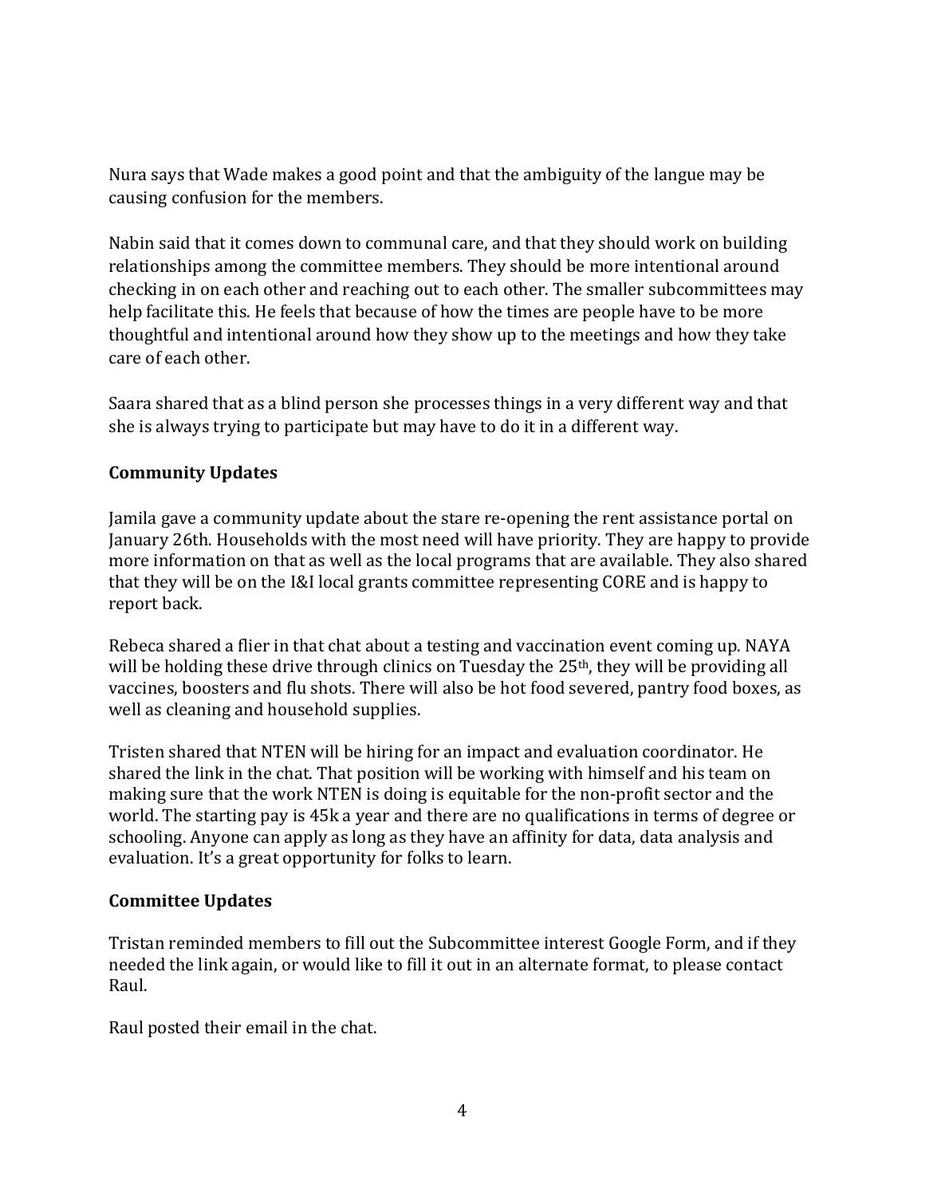Nura says that Wade makes a good point and that the ambiguity of the langue may be causing confusion for the members.

Nabin said that it comes down to communal care, and that they should work on building relationships among the committee members. They should be more intentional around checking in on each other and reaching out to each other. The smaller subcommittees may help facilitate this. He feels that because of how the times are people have to be more thoughtful and intentional around how they show up to the meetings and how they take care of each other.

Saara shared that as a blind person she processes things in a very different way and that she is always trying to participate but may have to do it in a different way.

**Community Updates**

Jamila gave a community update about the stare re-opening the rent assistance portal on January 26th. Households with the most need will have priority. They are happy to provide more information on that as well as the local programs that are available. They also shared that they will be on the I&I local grants committee representing CORE and is happy to report back.

Rebeca shared a flier in that chat about a testing and vaccination event coming up. NAYA will be holding these drive through clinics on Tuesday the 25th, they will be providing all vaccines, boosters and flu shots. There will also be hot food severed, pantry food boxes, as well as cleaning and household supplies.

Tristen shared that NTEN will be hiring for an impact and evaluation coordinator. He shared the link in the chat. That position will be working with himself and his team on making sure that the work NTEN is doing is equitable for the non-profit sector and the world. The starting pay is 45k a year and there are no qualifications in terms of degree or schooling. Anyone can apply as long as they have an affinity for data, data analysis and evaluation. It's a great opportunity for folks to learn.

**Committee Updates**

Tristan reminded members to fill out the Subcommittee interest Google Form, and if they needed the link again, or would like to fill it out in an alternate format, to please contact Raul.

Raul posted their email in the chat.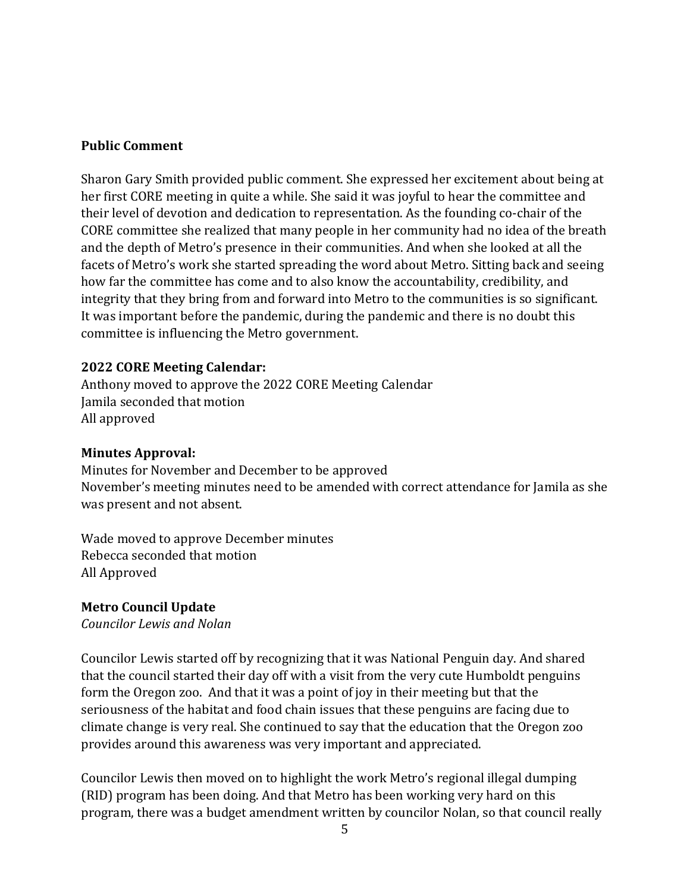**Public Comment**

Sharon Gary Smith provided public comment. She expressed her excitement about being at her first CORE meeting in quite a while. She said it was joyful to hear the committee and their level of devotion and dedication to representation. As the founding co-chair of the CORE committee she realized that many people in her community had no idea of the breath and the depth of Metro's presence in their communities. And when she looked at all the facets of Metro's work she started spreading the word about Metro. Sitting back and seeing how far the committee has come and to also know the accountability, credibility, and integrity that they bring from and forward into Metro to the communities is so significant. It was important before the pandemic, during the pandemic and there is no doubt this committee is influencing the Metro government.

**2022 CORE Meeting Calendar:**
Anthony moved to approve the 2022 CORE Meeting Calendar
Jamila seconded that motion
All approved

**Minutes Approval:**
Minutes for November and December to be approved
November's meeting minutes need to be amended with correct attendance for Jamila as she was present and not absent.

Wade moved to approve December minutes
Rebecca seconded that motion
All Approved

**Metro Council Update**
*Councilor Lewis and Nolan*

Councilor Lewis started off by recognizing that it was National Penguin day. And shared that the council started their day off with a visit from the very cute Humboldt penguins form the Oregon zoo. And that it was a point of joy in their meeting but that the seriousness of the habitat and food chain issues that these penguins are facing due to climate change is very real. She continued to say that the education that the Oregon zoo provides around this awareness was very important and appreciated.

Councilor Lewis then moved on to highlight the work Metro's regional illegal dumping (RID) program has been doing. And that Metro has been working very hard on this program, there was a budget amendment written by councilor Nolan, so that council really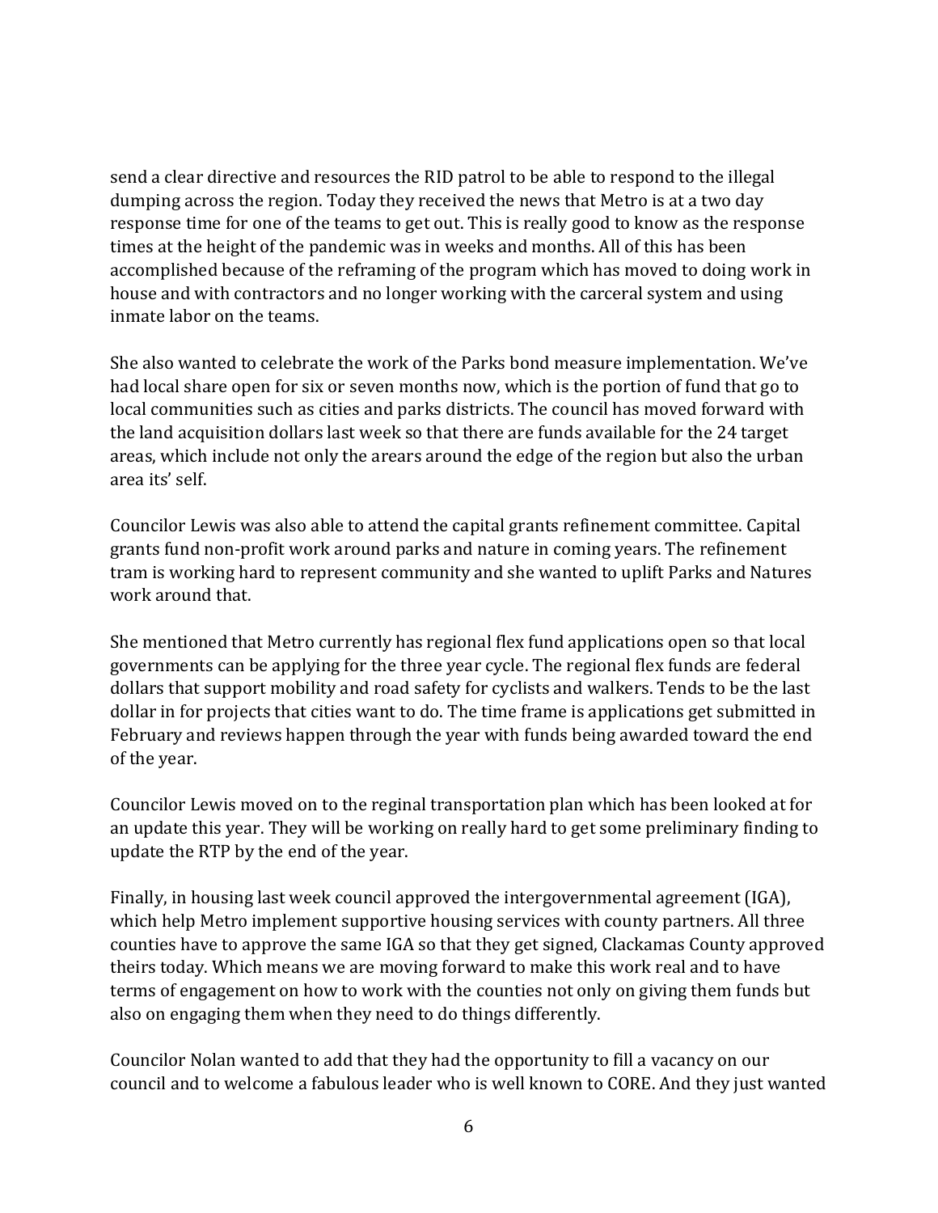send a clear directive and resources the RID patrol to be able to respond to the illegal dumping across the region. Today they received the news that Metro is at a two day response time for one of the teams to get out. This is really good to know as the response times at the height of the pandemic was in weeks and months. All of this has been accomplished because of the reframing of the program which has moved to doing work in house and with contractors and no longer working with the carceral system and using inmate labor on the teams.

She also wanted to celebrate the work of the Parks bond measure implementation. We've had local share open for six or seven months now, which is the portion of fund that go to local communities such as cities and parks districts. The council has moved forward with the land acquisition dollars last week so that there are funds available for the 24 target areas, which include not only the arears around the edge of the region but also the urban area its' self.

Councilor Lewis was also able to attend the capital grants refinement committee. Capital grants fund non-profit work around parks and nature in coming years. The refinement tram is working hard to represent community and she wanted to uplift Parks and Natures work around that.

She mentioned that Metro currently has regional flex fund applications open so that local governments can be applying for the three year cycle. The regional flex funds are federal dollars that support mobility and road safety for cyclists and walkers. Tends to be the last dollar in for projects that cities want to do. The time frame is applications get submitted in February and reviews happen through the year with funds being awarded toward the end of the year.

Councilor Lewis moved on to the reginal transportation plan which has been looked at for an update this year. They will be working on really hard to get some preliminary finding to update the RTP by the end of the year.

Finally, in housing last week council approved the intergovernmental agreement (IGA), which help Metro implement supportive housing services with county partners. All three counties have to approve the same IGA so that they get signed, Clackamas County approved theirs today. Which means we are moving forward to make this work real and to have terms of engagement on how to work with the counties not only on giving them funds but also on engaging them when they need to do things differently.

Councilor Nolan wanted to add that they had the opportunity to fill a vacancy on our council and to welcome a fabulous leader who is well known to CORE. And they just wanted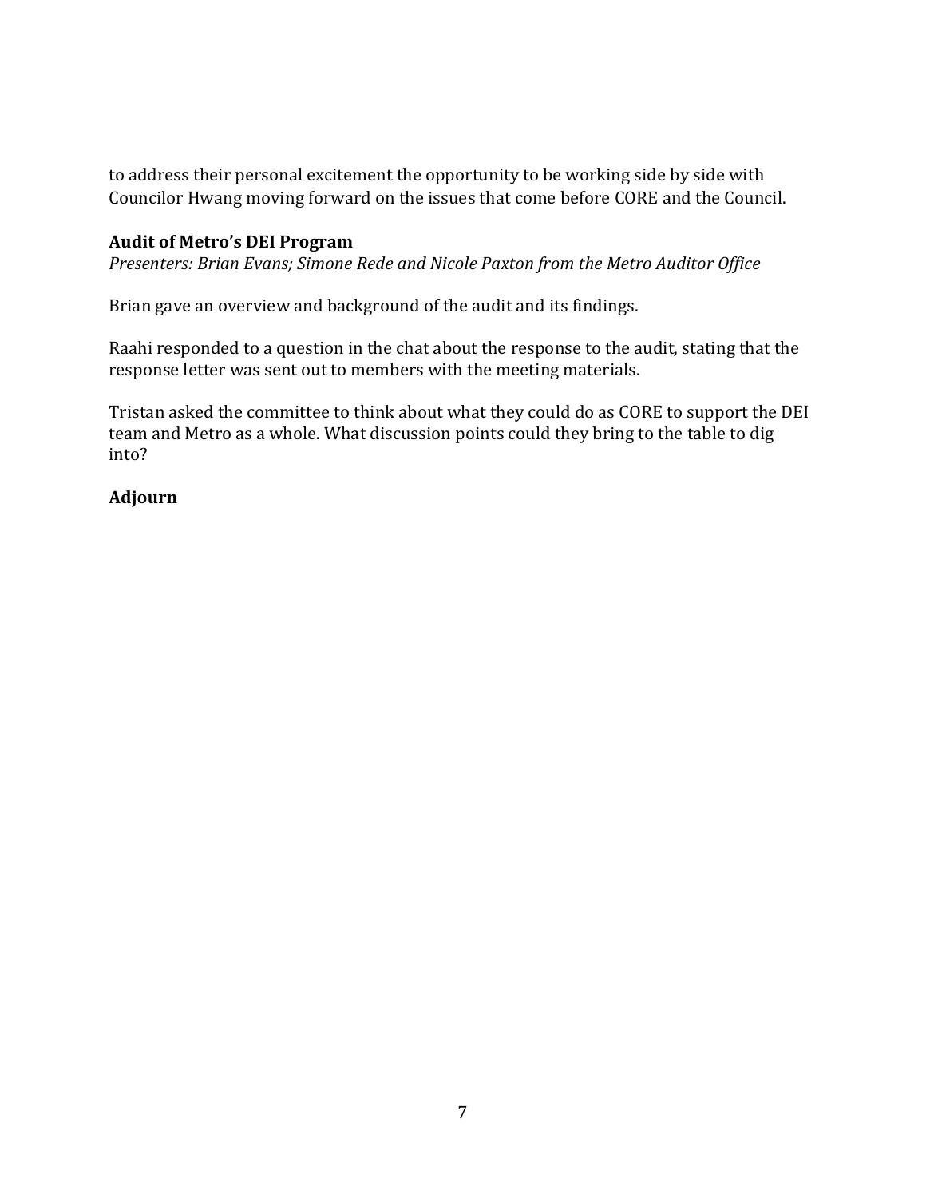to address their personal excitement the opportunity to be working side by side with Councilor Hwang moving forward on the issues that come before CORE and the Council.

**Audit of Metro's DEI Program**

*Presenters: Brian Evans; Simone Rede and Nicole Paxton from the Metro Auditor Office*

Brian gave an overview and background of the audit and its findings.

Raahi responded to a question in the chat about the response to the audit, stating that the response letter was sent out to members with the meeting materials.

Tristan asked the committee to think about what they could do as CORE to support the DEI team and Metro as a whole. What discussion points could they bring to the table to dig into?

**Adjourn**